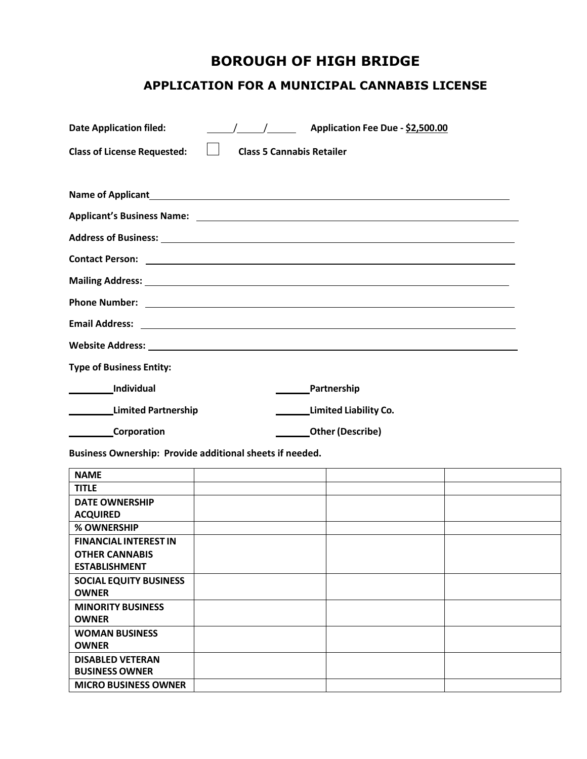# BOROUGH OF HIGH BRIDGE

## APPLICATION FOR A MUNICIPAL CANNABIS LICENSE

**Date Application filed:** _____/_____/_____ **Application Fee Due - $2,500.00**

**Class of License Requested:** ☐ **Class 5 Cannabis Retailer**

**Name of Applicant** ______________________________________________

**Applicant's Business Name:** ______________________________________________

**Address of Business:** ______________________________________________

**Contact Person:** ______________________________________________

**Mailing Address:** ______________________________________________

**Phone Number:** ______________________________________________

**Email Address:** ______________________________________________

**Website Address:** ______________________________________________

**Type of Business Entity:**

________**Individual** ______**Partnership**

________**Limited Partnership** ______**Limited Liability Co.**

________**Corporation** ______**Other (Describe)**

**Business Ownership: Provide additional sheets if needed.**

| **NAME** | | | |
|---|---|---|---|
| **TITLE** | | | |
| **DATE OWNERSHIP ACQUIRED** | | | |
| **% OWNERSHIP** | | | |
| **FINANCIAL INTEREST IN OTHER CANNABIS ESTABLISHMENT** | | | |
| **SOCIAL EQUITY BUSINESS OWNER** | | | |
| **MINORITY BUSINESS OWNER** | | | |
| **WOMAN BUSINESS OWNER** | | | |
| **DISABLED VETERAN BUSINESS OWNER** | | | |
| **MICRO BUSINESS OWNER** | | | |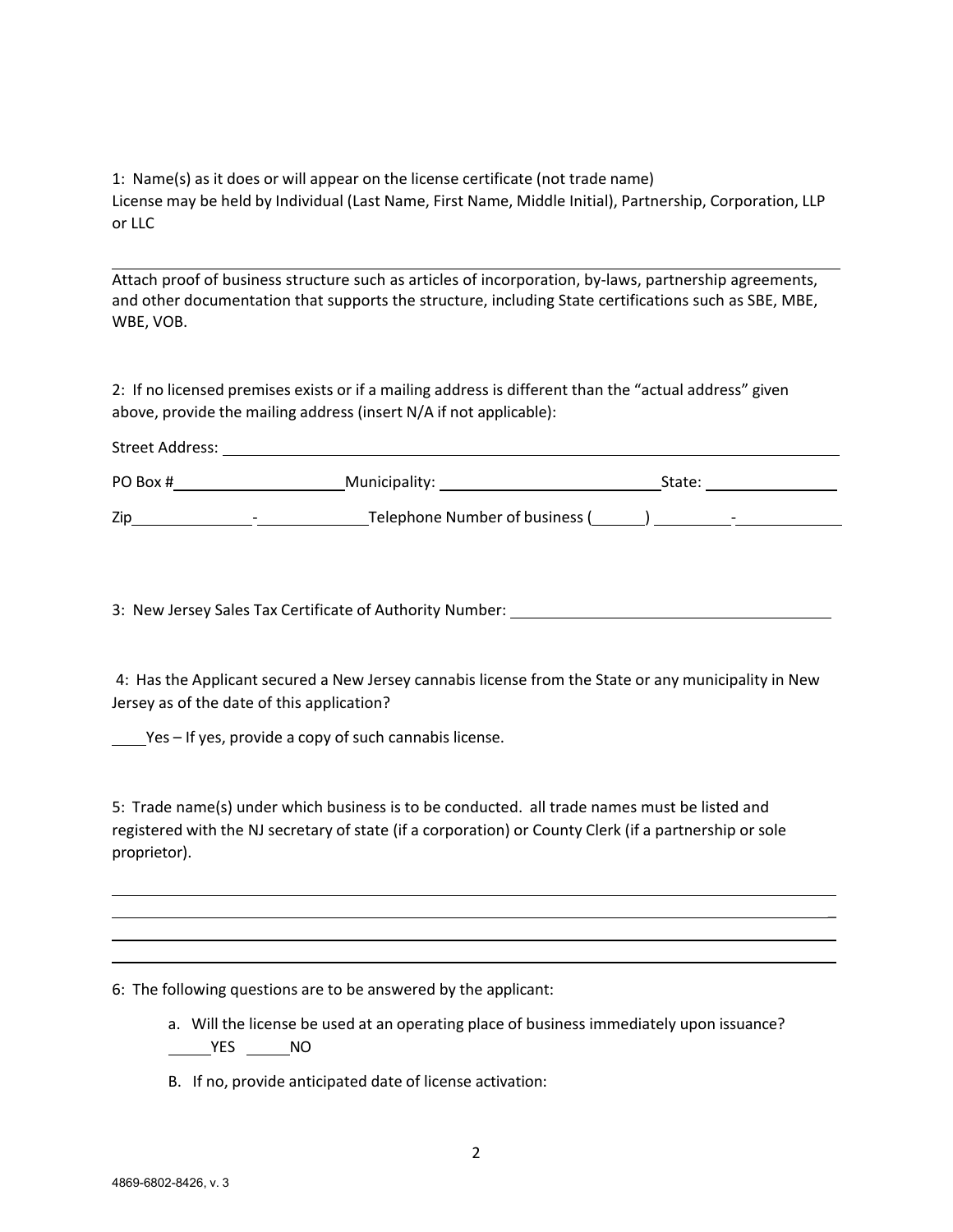1: Name(s) as it does or will appear on the license certificate (not trade name)
License may be held by Individual (Last Name, First Name, Middle Initial), Partnership, Corporation, LLP or LLC

______________________________________________________________________________

Attach proof of business structure such as articles of incorporation, by-laws, partnership agreements, and other documentation that supports the structure, including State certifications such as SBE, MBE, WBE, VOB.

2: If no licensed premises exists or if a mailing address is different than the "actual address" given above, provide the mailing address (insert N/A if not applicable):

Street Address: ______________________________________________________________

PO Box #____________________ Municipality: __________________________ State: _______________

Zip______________-_____________ Telephone Number of business (______) _________-____________

3: New Jersey Sales Tax Certificate of Authority Number: ______________________________________

4: Has the Applicant secured a New Jersey cannabis license from the State or any municipality in New Jersey as of the date of this application?

____Yes – If yes, provide a copy of such cannabis license.

5: Trade name(s) under which business is to be conducted. all trade names must be listed and registered with the NJ secretary of state (if a corporation) or County Clerk (if a partnership or sole proprietor).

______________________________________________________________________________
______________________________________________________________________________
______________________________________________________________________________
______________________________________________________________________________

6: The following questions are to be answered by the applicant:

a. Will the license be used at an operating place of business immediately upon issuance?
_____YES _____NO

B. If no, provide anticipated date of license activation:

4869-6802-8426, v. 3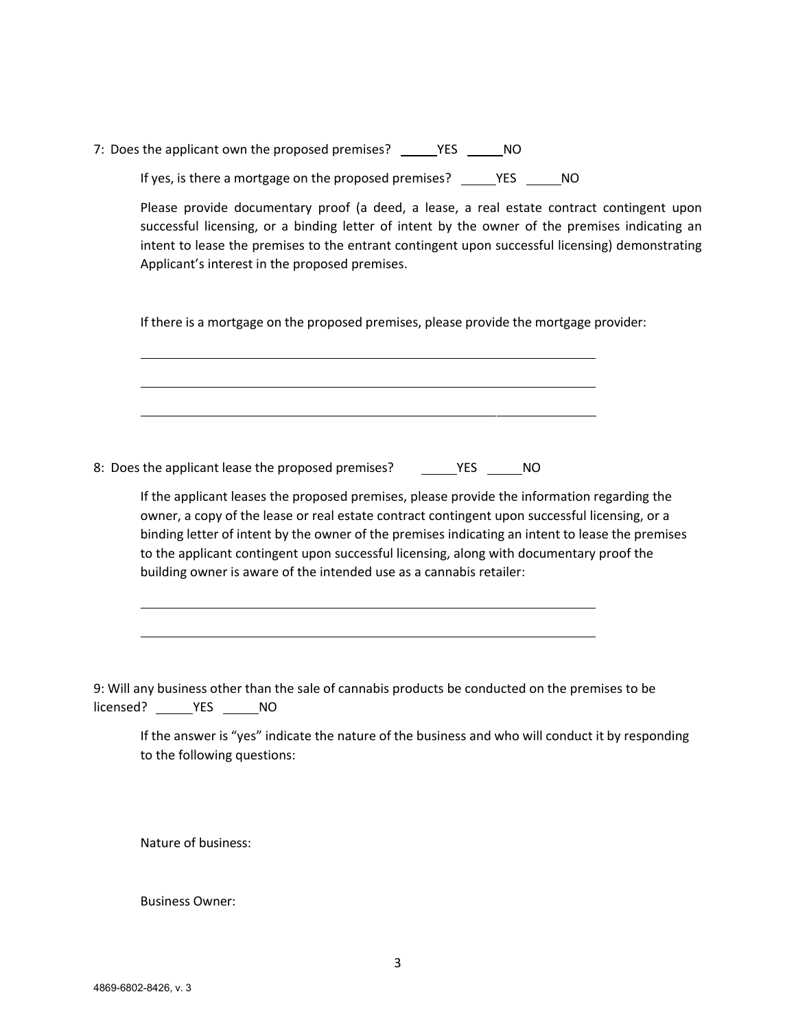7: Does the applicant own the proposed premises? _____YES _____NO

If yes, is there a mortgage on the proposed premises? _____YES _____NO

Please provide documentary proof (a deed, a lease, a real estate contract contingent upon successful licensing, or a binding letter of intent by the owner of the premises indicating an intent to lease the premises to the entrant contingent upon successful licensing) demonstrating Applicant's interest in the proposed premises.

If there is a mortgage on the proposed premises, please provide the mortgage provider:

_______________________________________________________________

_______________________________________________________________

_______________________________________________________________

8: Does the applicant lease the proposed premises? _____YES _____NO

If the applicant leases the proposed premises, please provide the information regarding the owner, a copy of the lease or real estate contract contingent upon successful licensing, or a binding letter of intent by the owner of the premises indicating an intent to lease the premises to the applicant contingent upon successful licensing, along with documentary proof the building owner is aware of the intended use as a cannabis retailer:

_______________________________________________________________

_______________________________________________________________

9: Will any business other than the sale of cannabis products be conducted on the premises to be licensed? _____YES _____NO

If the answer is "yes" indicate the nature of the business and who will conduct it by responding to the following questions:

Nature of business:

Business Owner:

4869-6802-8426, v. 3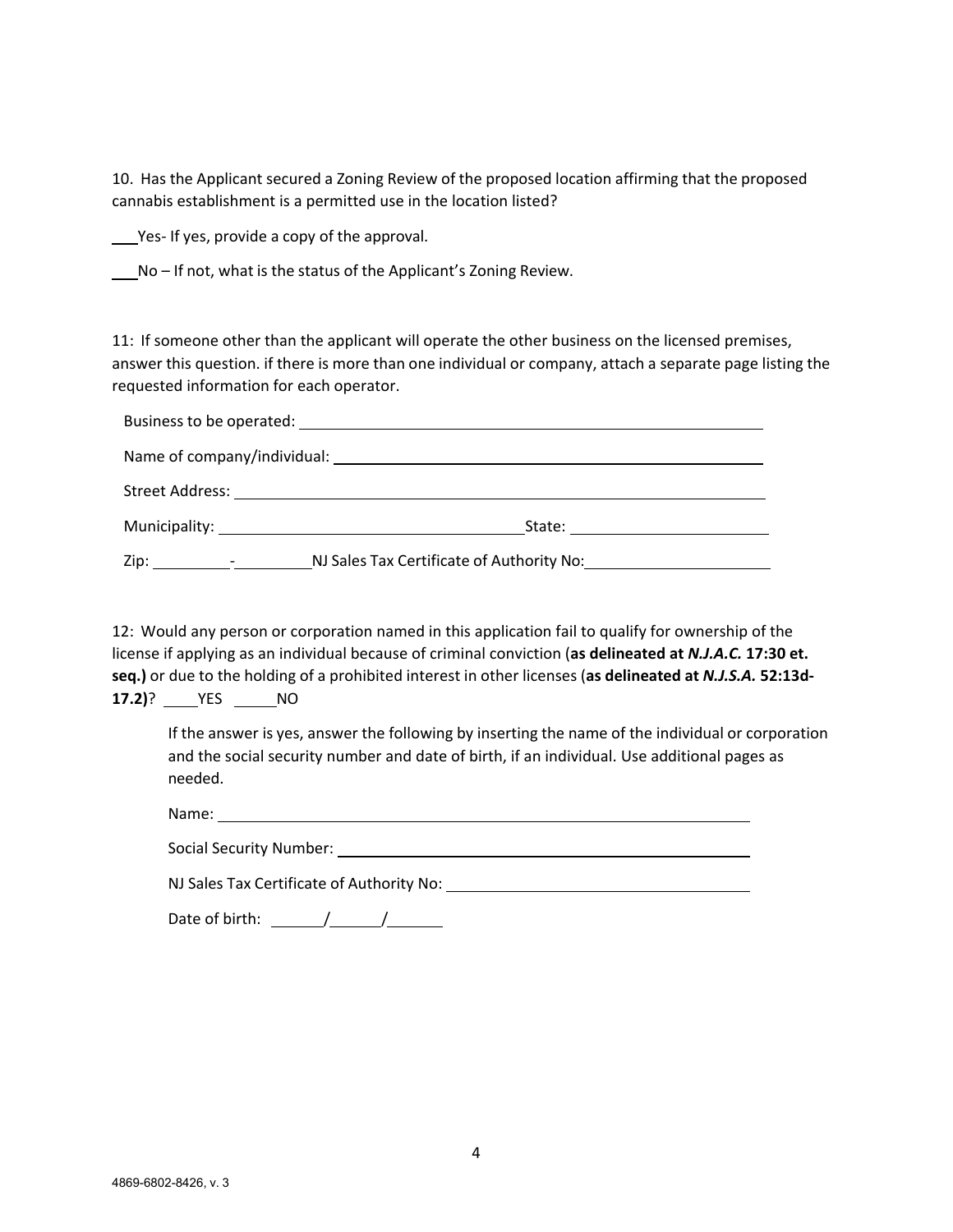10. Has the Applicant secured a Zoning Review of the proposed location affirming that the proposed cannabis establishment is a permitted use in the location listed?

___Yes- If yes, provide a copy of the approval.

___No – If not, what is the status of the Applicant's Zoning Review.

11: If someone other than the applicant will operate the other business on the licensed premises, answer this question. if there is more than one individual or company, attach a separate page listing the requested information for each operator.

Business to be operated: ______________________________________________

Name of company/individual: ______________________________________________

Street Address: ______________________________________________

Municipality: ______________________________ State: ____________________

Zip: ________-________ NJ Sales Tax Certificate of Authority No: ____________________

12: Would any person or corporation named in this application fail to qualify for ownership of the license if applying as an individual because of criminal conviction (**as delineated at *N.J.A.C.* 17:30 et. seq.)** or due to the holding of a prohibited interest in other licenses (**as delineated at *N.J.S.A.* 52:13d-17.2)**? ____YES ____NO

If the answer is yes, answer the following by inserting the name of the individual or corporation and the social security number and date of birth, if an individual. Use additional pages as needed.

Name: ______________________________________________

Social Security Number: ______________________________________________

NJ Sales Tax Certificate of Authority No: ______________________________

Date of birth: ______/______/______

4869-6802-8426, v. 3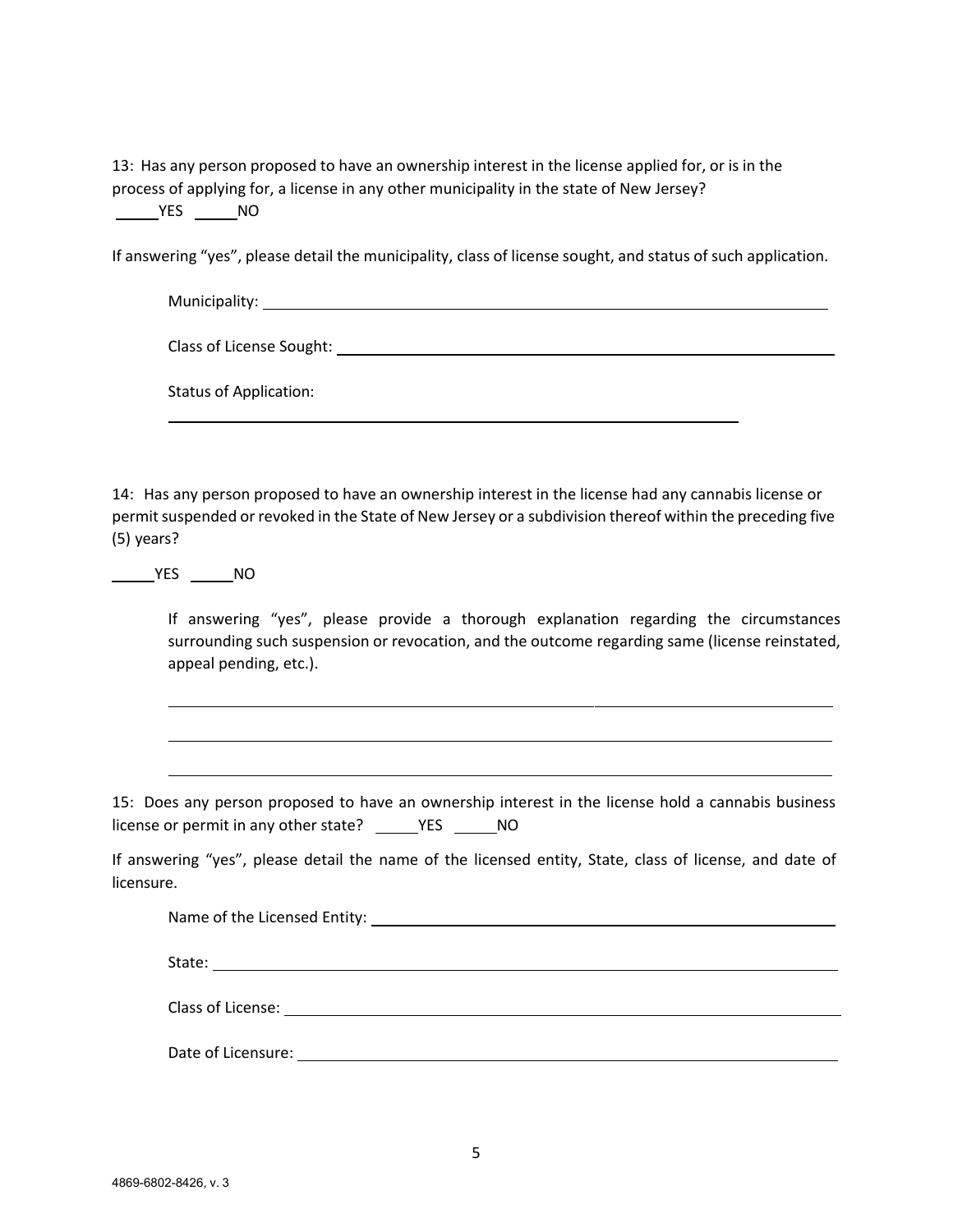13: Has any person proposed to have an ownership interest in the license applied for, or is in the process of applying for, a license in any other municipality in the state of New Jersey?
_____YES _____NO

If answering "yes", please detail the municipality, class of license sought, and status of such application.

Municipality: ______________________________________________

Class of License Sought: ______________________________________________

Status of Application:

______________________________________________

14: Has any person proposed to have an ownership interest in the license had any cannabis license or permit suspended or revoked in the State of New Jersey or a subdivision thereof within the preceding five (5) years?

_____YES _____NO

If answering "yes", please provide a thorough explanation regarding the circumstances surrounding such suspension or revocation, and the outcome regarding same (license reinstated, appeal pending, etc.).

______________________________________________

______________________________________________

______________________________________________

15: Does any person proposed to have an ownership interest in the license hold a cannabis business license or permit in any other state? _____YES _____NO

If answering "yes", please detail the name of the licensed entity, State, class of license, and date of licensure.

Name of the Licensed Entity: ______________________________________________

State: ______________________________________________

Class of License: ______________________________________________

Date of Licensure: ______________________________________________

4869-6802-8426, v. 3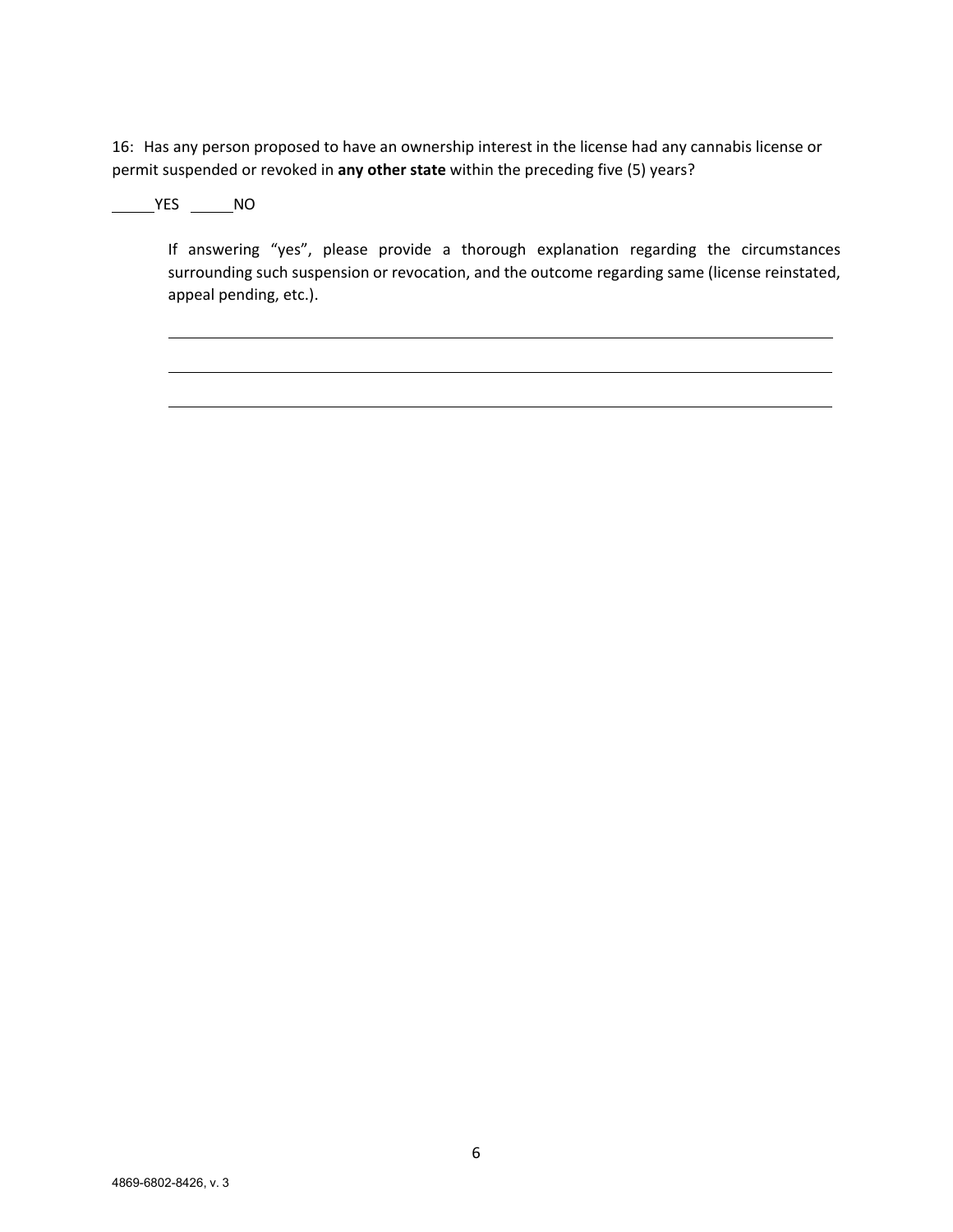16: Has any person proposed to have an ownership interest in the license had any cannabis license or permit suspended or revoked in **any other state** within the preceding five (5) years?

\_\_\_\_\_YES \_\_\_\_\_NO

> If answering "yes", please provide a thorough explanation regarding the circumstances surrounding such suspension or revocation, and the outcome regarding same (license reinstated, appeal pending, etc.).
>
> \_\_\_\_\_\_\_\_\_\_\_\_\_\_\_\_\_\_\_\_\_\_\_\_\_\_\_\_\_\_\_\_\_\_\_\_\_\_\_\_\_\_\_\_\_\_\_\_\_\_\_\_\_\_\_\_\_\_\_\_\_\_\_\_\_\_\_\_\_\_
>
> \_\_\_\_\_\_\_\_\_\_\_\_\_\_\_\_\_\_\_\_\_\_\_\_\_\_\_\_\_\_\_\_\_\_\_\_\_\_\_\_\_\_\_\_\_\_\_\_\_\_\_\_\_\_\_\_\_\_\_\_\_\_\_\_\_\_\_\_\_\_
>
> \_\_\_\_\_\_\_\_\_\_\_\_\_\_\_\_\_\_\_\_\_\_\_\_\_\_\_\_\_\_\_\_\_\_\_\_\_\_\_\_\_\_\_\_\_\_\_\_\_\_\_\_\_\_\_\_\_\_\_\_\_\_\_\_\_\_\_\_\_\_

4869-6802-8426, v. 3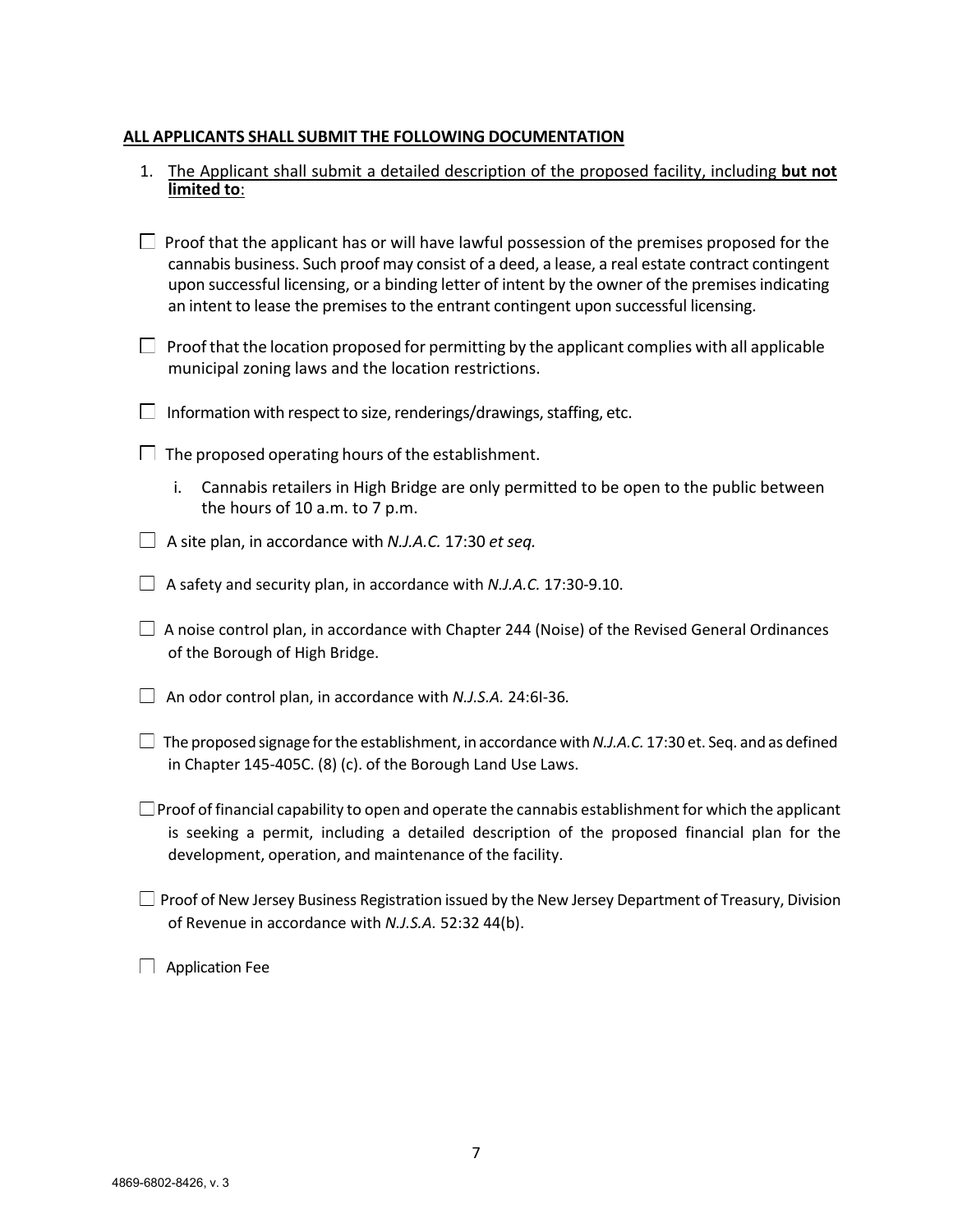**ALL APPLICANTS SHALL SUBMIT THE FOLLOWING DOCUMENTATION**

1. The Applicant shall submit a detailed description of the proposed facility, including **but not limited to**:

☐ Proof that the applicant has or will have lawful possession of the premises proposed for the cannabis business. Such proof may consist of a deed, a lease, a real estate contract contingent upon successful licensing, or a binding letter of intent by the owner of the premises indicating an intent to lease the premises to the entrant contingent upon successful licensing.

☐ Proof that the location proposed for permitting by the applicant complies with all applicable municipal zoning laws and the location restrictions.

☐ Information with respect to size, renderings/drawings, staffing, etc.

☐ The proposed operating hours of the establishment.

   i. Cannabis retailers in High Bridge are only permitted to be open to the public between the hours of 10 a.m. to 7 p.m.

☐ A site plan, in accordance with *N.J.A.C.* 17:30 *et seq.*

☐ A safety and security plan, in accordance with *N.J.A.C.* 17:30-9.10.

☐ A noise control plan, in accordance with Chapter 244 (Noise) of the Revised General Ordinances of the Borough of High Bridge.

☐ An odor control plan, in accordance with *N.J.S.A.* 24:6I-36.

☐ The proposed signage for the establishment, in accordance with *N.J.A.C.* 17:30 et. Seq. and as defined in Chapter 145-405C. (8) (c). of the Borough Land Use Laws.

☐ Proof of financial capability to open and operate the cannabis establishment for which the applicant is seeking a permit, including a detailed description of the proposed financial plan for the development, operation, and maintenance of the facility.

☐ Proof of New Jersey Business Registration issued by the New Jersey Department of Treasury, Division of Revenue in accordance with *N.J.S.A.* 52:32 44(b).

☐ Application Fee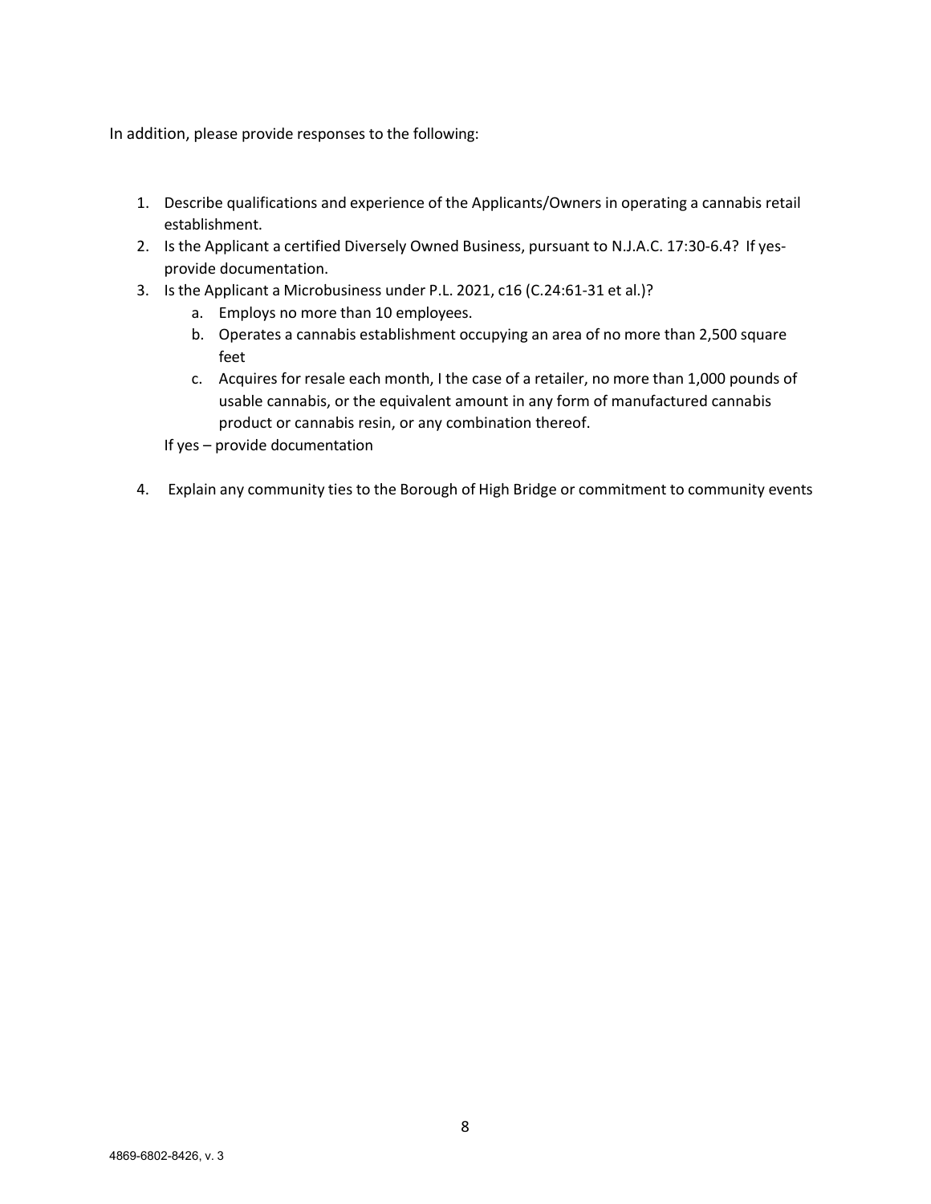In addition, please provide responses to the following:

1. Describe qualifications and experience of the Applicants/Owners in operating a cannabis retail establishment.
2. Is the Applicant a certified Diversely Owned Business, pursuant to N.J.A.C. 17:30-6.4? If yes- provide documentation.
3. Is the Applicant a Microbusiness under P.L. 2021, c16 (C.24:61-31 et al.)?
   a. Employs no more than 10 employees.
   b. Operates a cannabis establishment occupying an area of no more than 2,500 square feet
   c. Acquires for resale each month, I the case of a retailer, no more than 1,000 pounds of usable cannabis, or the equivalent amount in any form of manufactured cannabis product or cannabis resin, or any combination thereof.

   If yes – provide documentation

4. Explain any community ties to the Borough of High Bridge or commitment to community events

4869-6802-8426, v. 3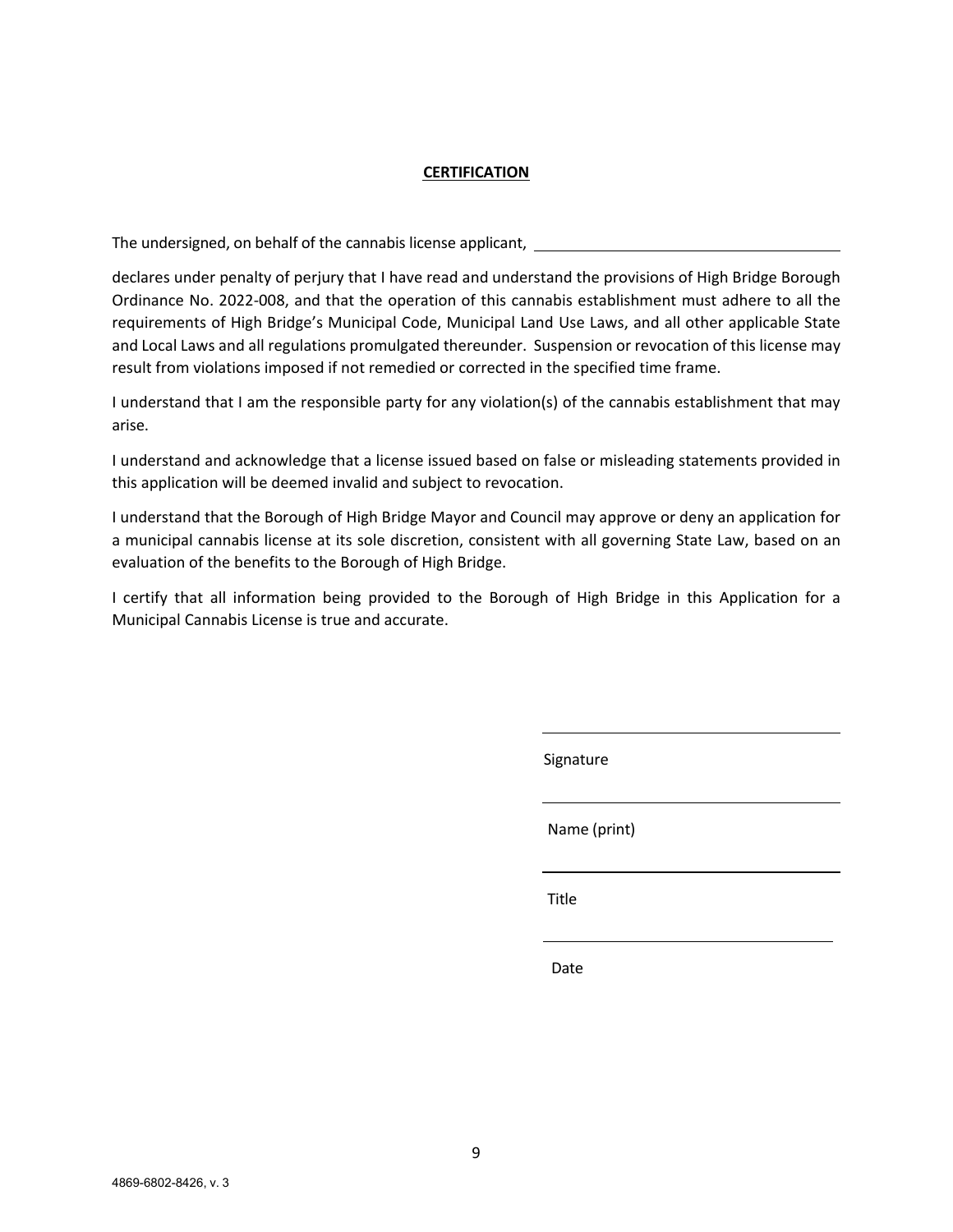**CERTIFICATION**

The undersigned, on behalf of the cannabis license applicant, \_\_\_\_\_\_\_\_\_\_\_\_\_\_\_\_\_\_\_\_\_\_\_\_\_\_\_\_\_\_\_\_\_\_\_\_

declares under penalty of perjury that I have read and understand the provisions of High Bridge Borough Ordinance No. 2022-008, and that the operation of this cannabis establishment must adhere to all the requirements of High Bridge's Municipal Code, Municipal Land Use Laws, and all other applicable State and Local Laws and all regulations promulgated thereunder. Suspension or revocation of this license may result from violations imposed if not remedied or corrected in the specified time frame.

I understand that I am the responsible party for any violation(s) of the cannabis establishment that may arise.

I understand and acknowledge that a license issued based on false or misleading statements provided in this application will be deemed invalid and subject to revocation.

I understand that the Borough of High Bridge Mayor and Council may approve or deny an application for a municipal cannabis license at its sole discretion, consistent with all governing State Law, based on an evaluation of the benefits to the Borough of High Bridge.

I certify that all information being provided to the Borough of High Bridge in this Application for a Municipal Cannabis License is true and accurate.

\_\_\_\_\_\_\_\_\_\_\_\_\_\_\_\_\_\_\_\_\_\_\_\_\_\_\_\_\_\_\_\_\_\_\_\_

Signature

\_\_\_\_\_\_\_\_\_\_\_\_\_\_\_\_\_\_\_\_\_\_\_\_\_\_\_\_\_\_\_\_\_\_\_\_

Name (print)

\_\_\_\_\_\_\_\_\_\_\_\_\_\_\_\_\_\_\_\_\_\_\_\_\_\_\_\_\_\_\_\_\_\_\_\_

Title

\_\_\_\_\_\_\_\_\_\_\_\_\_\_\_\_\_\_\_\_\_\_\_\_\_\_\_\_\_\_\_\_\_\_\_\_

Date

4869-6802-8426, v. 3